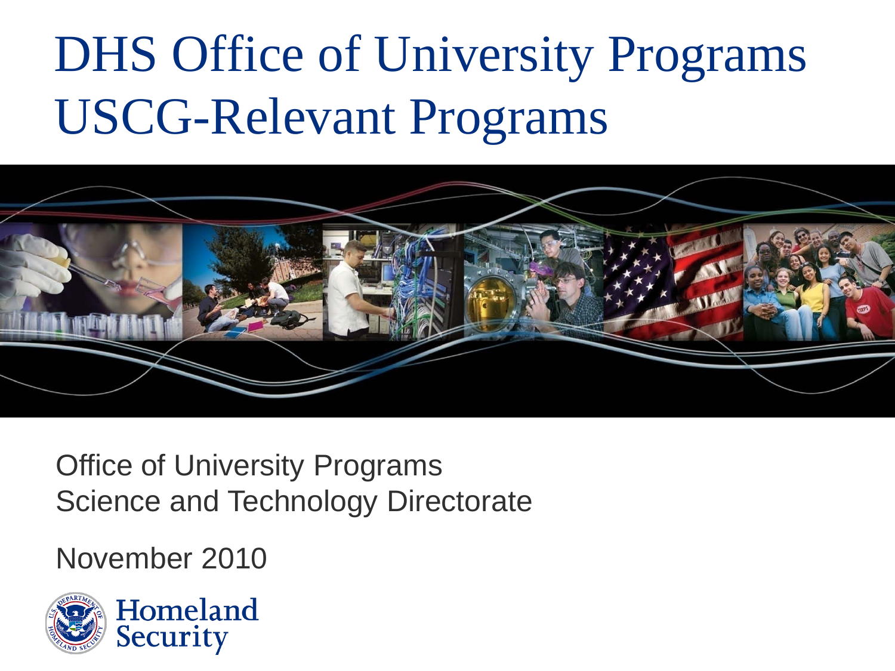# DHS Office of University Programs USCG-Relevant Programs

Office of University Programs
Science and Technology Directorate

November 2010

Homeland Security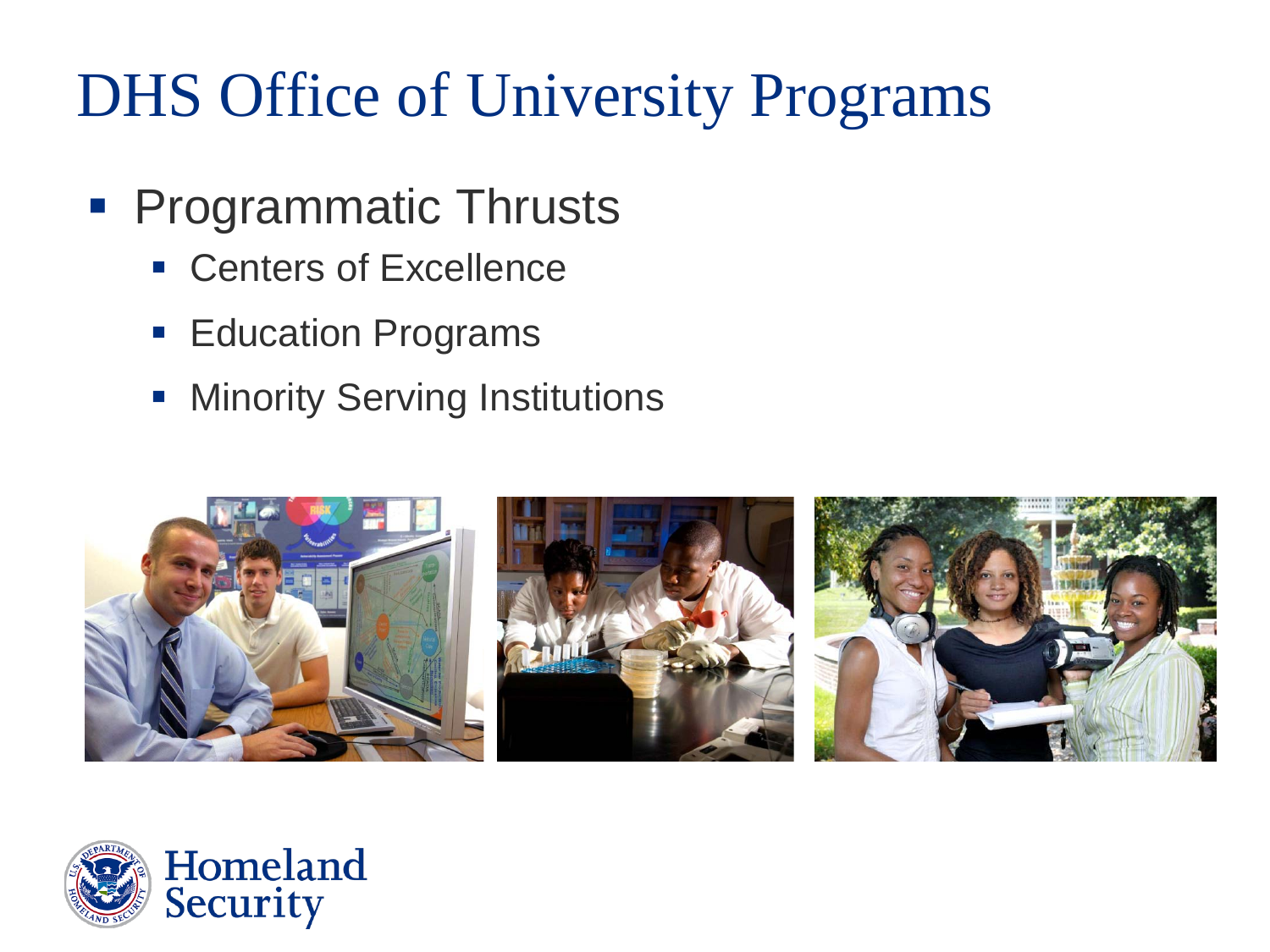# DHS Office of University Programs

- Programmatic Thrusts
  - Centers of Excellence
  - Education Programs
  - Minority Serving Institutions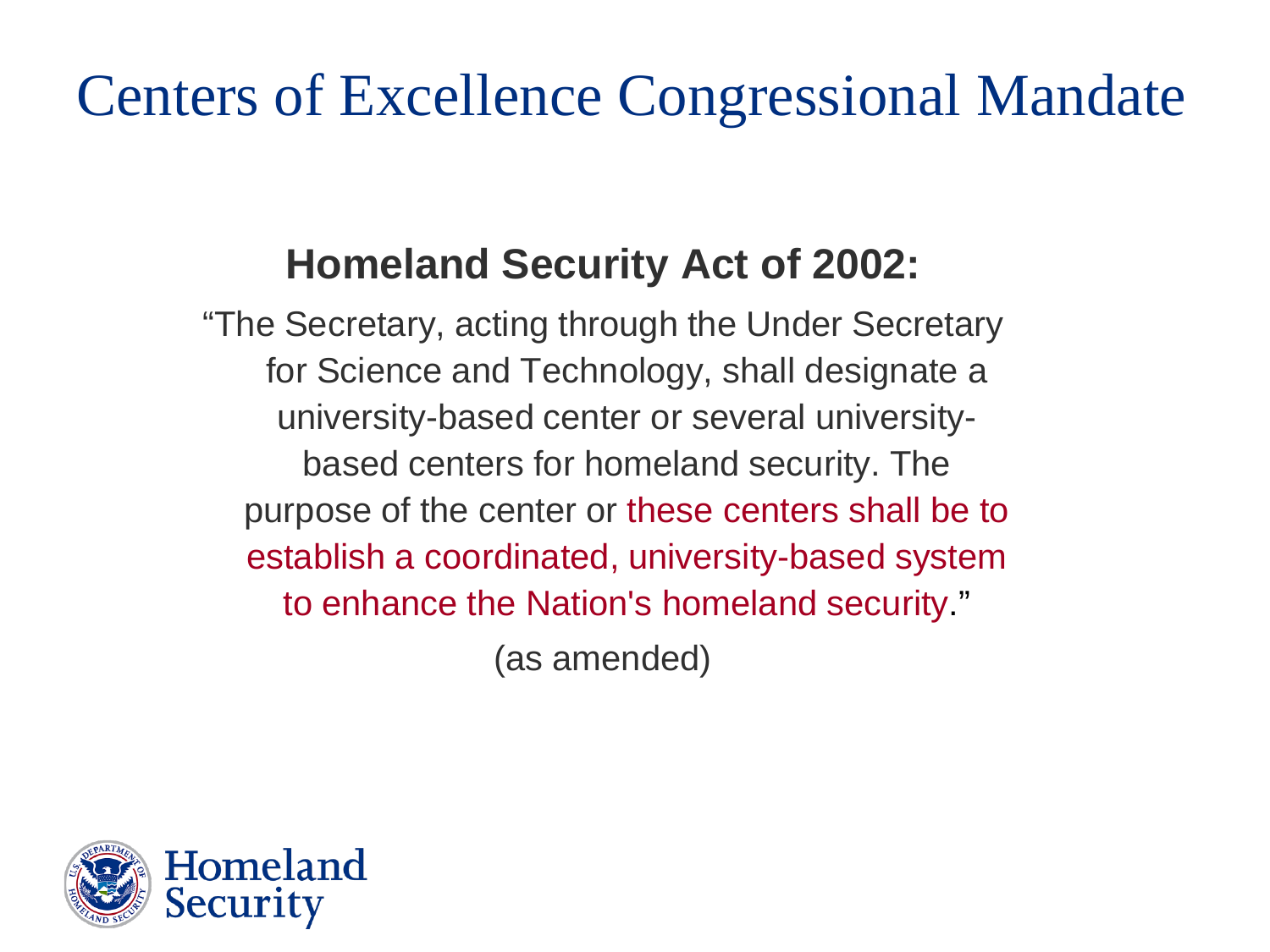# Centers of Excellence Congressional Mandate

**Homeland Security Act of 2002:**

"The Secretary, acting through the Under Secretary for Science and Technology, shall designate a university-based center or several university-based centers for homeland security. The purpose of the center or these centers shall be to establish a coordinated, university-based system to enhance the Nation's homeland security."

(as amended)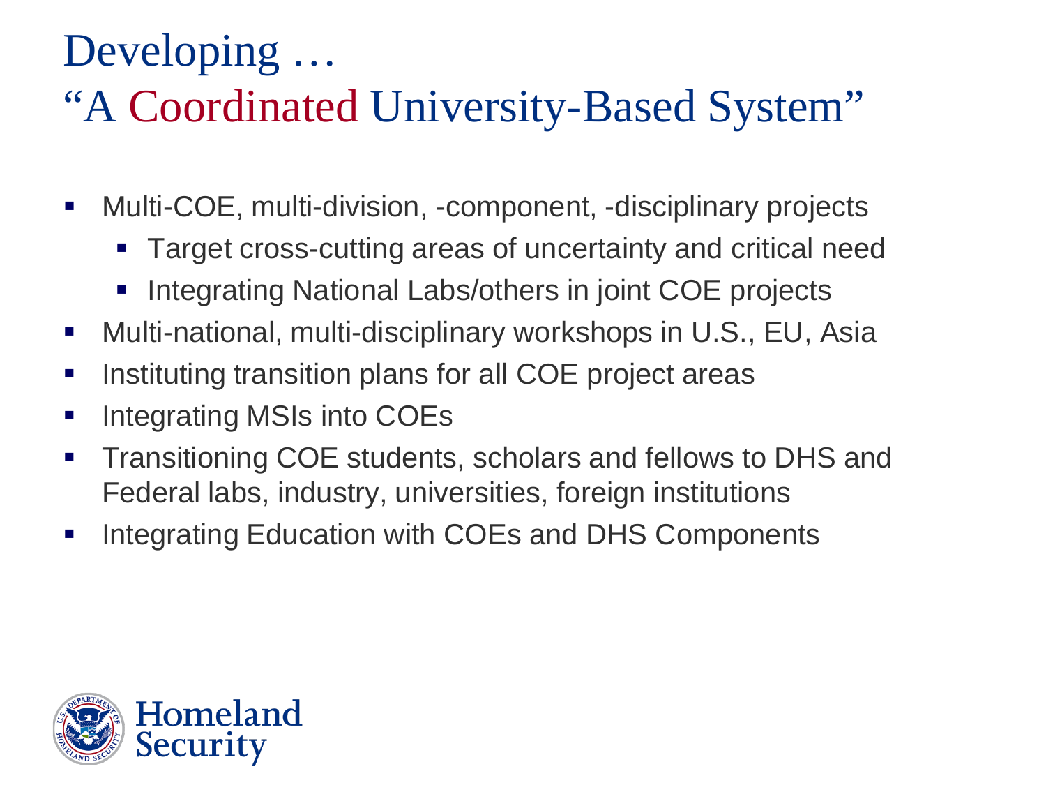# Developing …
# "A Coordinated University-Based System"

- Multi-COE, multi-division, -component, -disciplinary projects
  - Target cross-cutting areas of uncertainty and critical need
  - Integrating National Labs/others in joint COE projects
- Multi-national, multi-disciplinary workshops in U.S., EU, Asia
- Instituting transition plans for all COE project areas
- Integrating MSIs into COEs
- Transitioning COE students, scholars and fellows to DHS and Federal labs, industry, universities, foreign institutions
- Integrating Education with COEs and DHS Components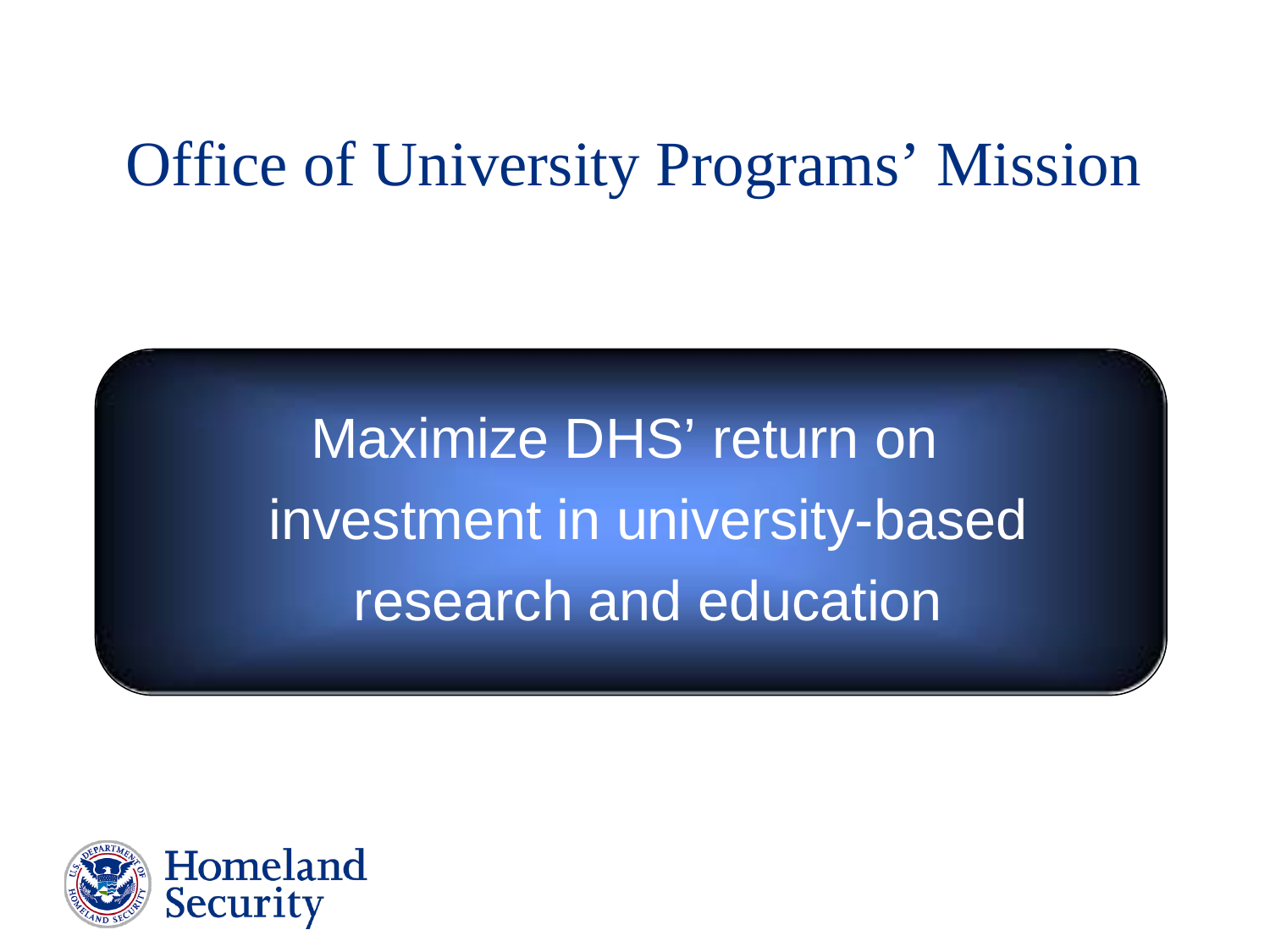# Office of University Programs' Mission

Maximize DHS' return on investment in university-based research and education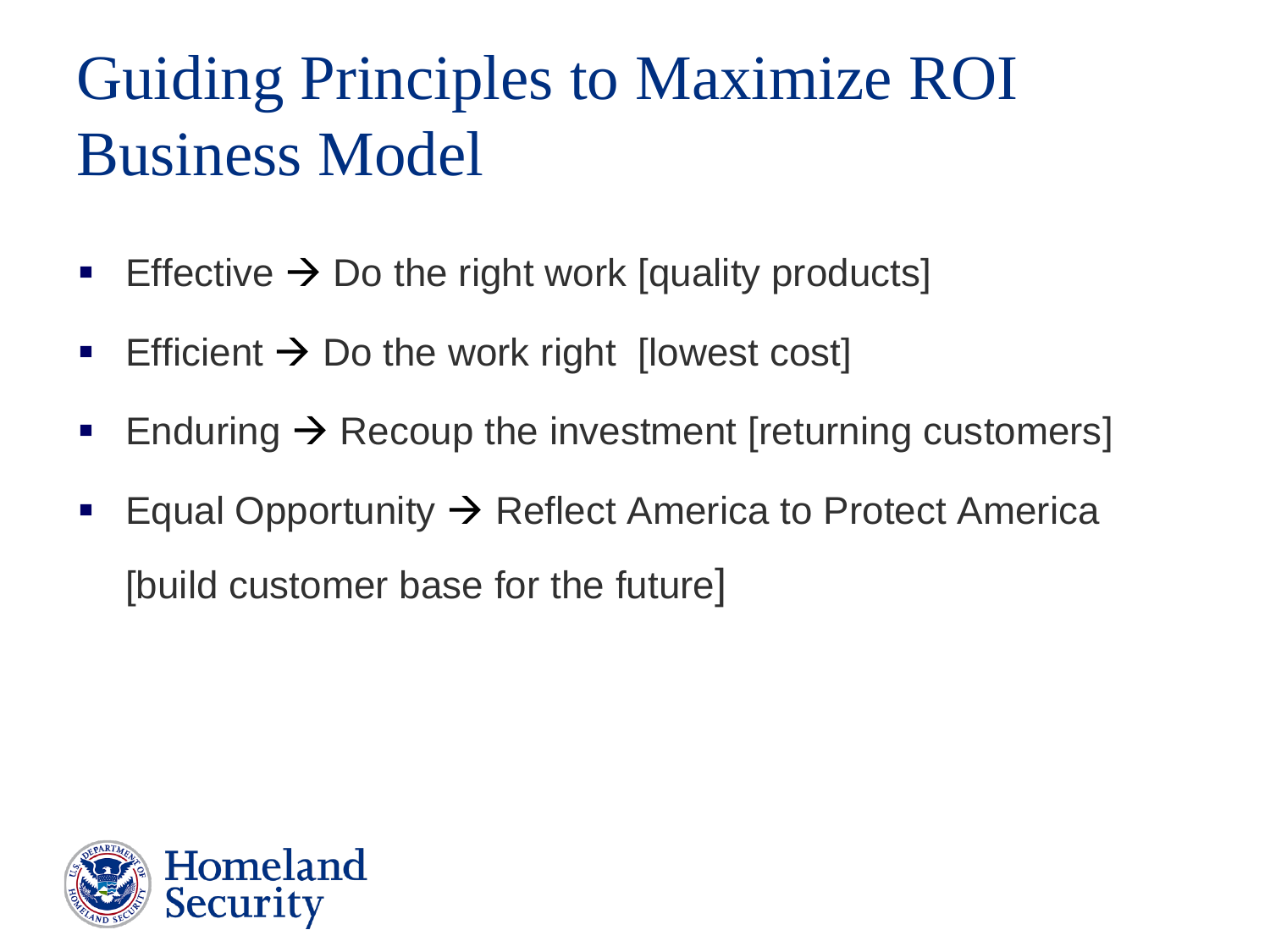# Guiding Principles to Maximize ROI Business Model

- Effective → Do the right work [quality products]
- Efficient → Do the work right [lowest cost]
- Enduring → Recoup the investment [returning customers]
- Equal Opportunity → Reflect America to Protect America [build customer base for the future]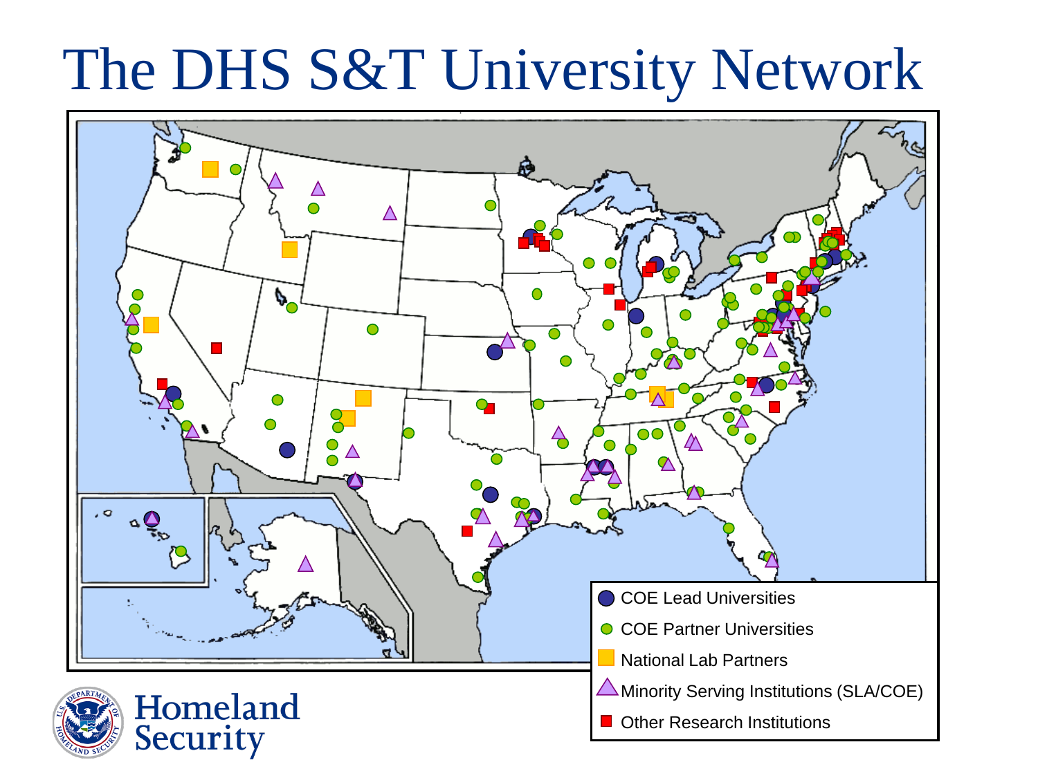# The DHS S&T University Network

- COE Lead Universities
- COE Partner Universities
- National Lab Partners
- Minority Serving Institutions (SLA/COE)
- Other Research Institutions

Homeland Security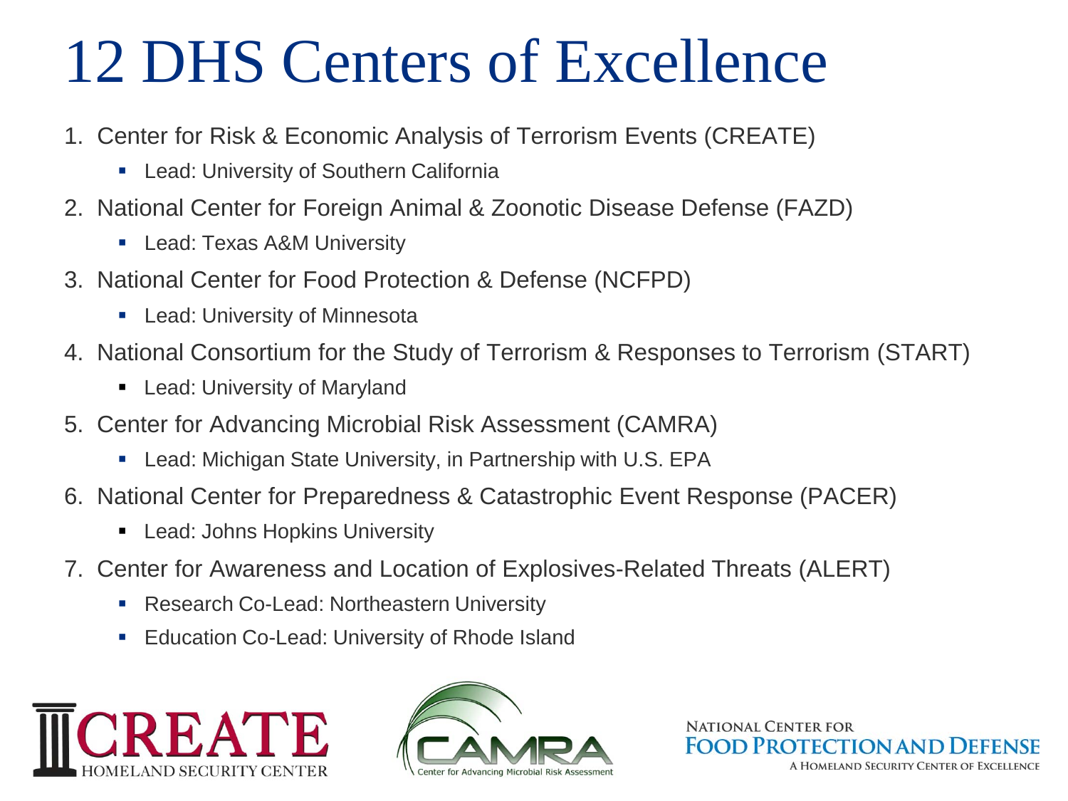# 12 DHS Centers of Excellence

1. Center for Risk & Economic Analysis of Terrorism Events (CREATE)
   - Lead: University of Southern California
2. National Center for Foreign Animal & Zoonotic Disease Defense (FAZD)
   - Lead: Texas A&M University
3. National Center for Food Protection & Defense (NCFPD)
   - Lead: University of Minnesota
4. National Consortium for the Study of Terrorism & Responses to Terrorism (START)
   - Lead: University of Maryland
5. Center for Advancing Microbial Risk Assessment (CAMRA)
   - Lead: Michigan State University, in Partnership with U.S. EPA
6. National Center for Preparedness & Catastrophic Event Response (PACER)
   - Lead: Johns Hopkins University
7. Center for Awareness and Location of Explosives-Related Threats (ALERT)
   - Research Co-Lead: Northeastern University
   - Education Co-Lead: University of Rhode Island

CREATE HOMELAND SECURITY CENTER

CAMRA Center for Advancing Microbial Risk Assessment

NATIONAL CENTER FOR FOOD PROTECTION AND DEFENSE
A HOMELAND SECURITY CENTER OF EXCELLENCE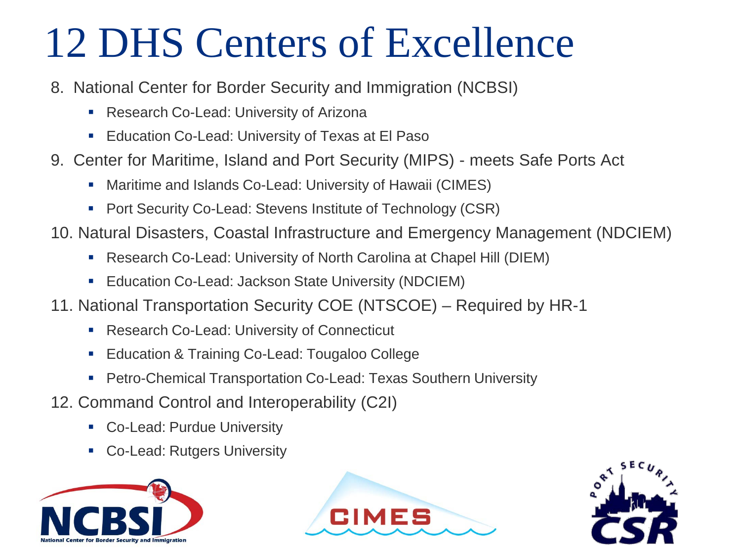# 12 DHS Centers of Excellence

8. National Center for Border Security and Immigration (NCBSI)
   - Research Co-Lead: University of Arizona
   - Education Co-Lead: University of Texas at El Paso
9. Center for Maritime, Island and Port Security (MIPS) - meets Safe Ports Act
   - Maritime and Islands Co-Lead: University of Hawaii (CIMES)
   - Port Security Co-Lead: Stevens Institute of Technology (CSR)
10. Natural Disasters, Coastal Infrastructure and Emergency Management (NDCIEM)
    - Research Co-Lead: University of North Carolina at Chapel Hill (DIEM)
    - Education Co-Lead: Jackson State University (NDCIEM)
11. National Transportation Security COE (NTSCOE) – Required by HR-1
    - Research Co-Lead: University of Connecticut
    - Education & Training Co-Lead: Tougaloo College
    - Petro-Chemical Transportation Co-Lead: Texas Southern University
12. Command Control and Interoperability (C2I)
    - Co-Lead: Purdue University
    - Co-Lead: Rutgers University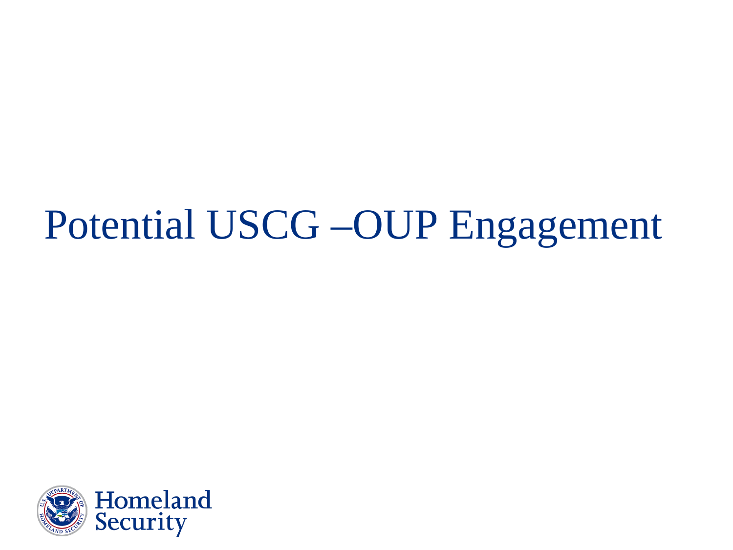# Potential USCG –OUP Engagement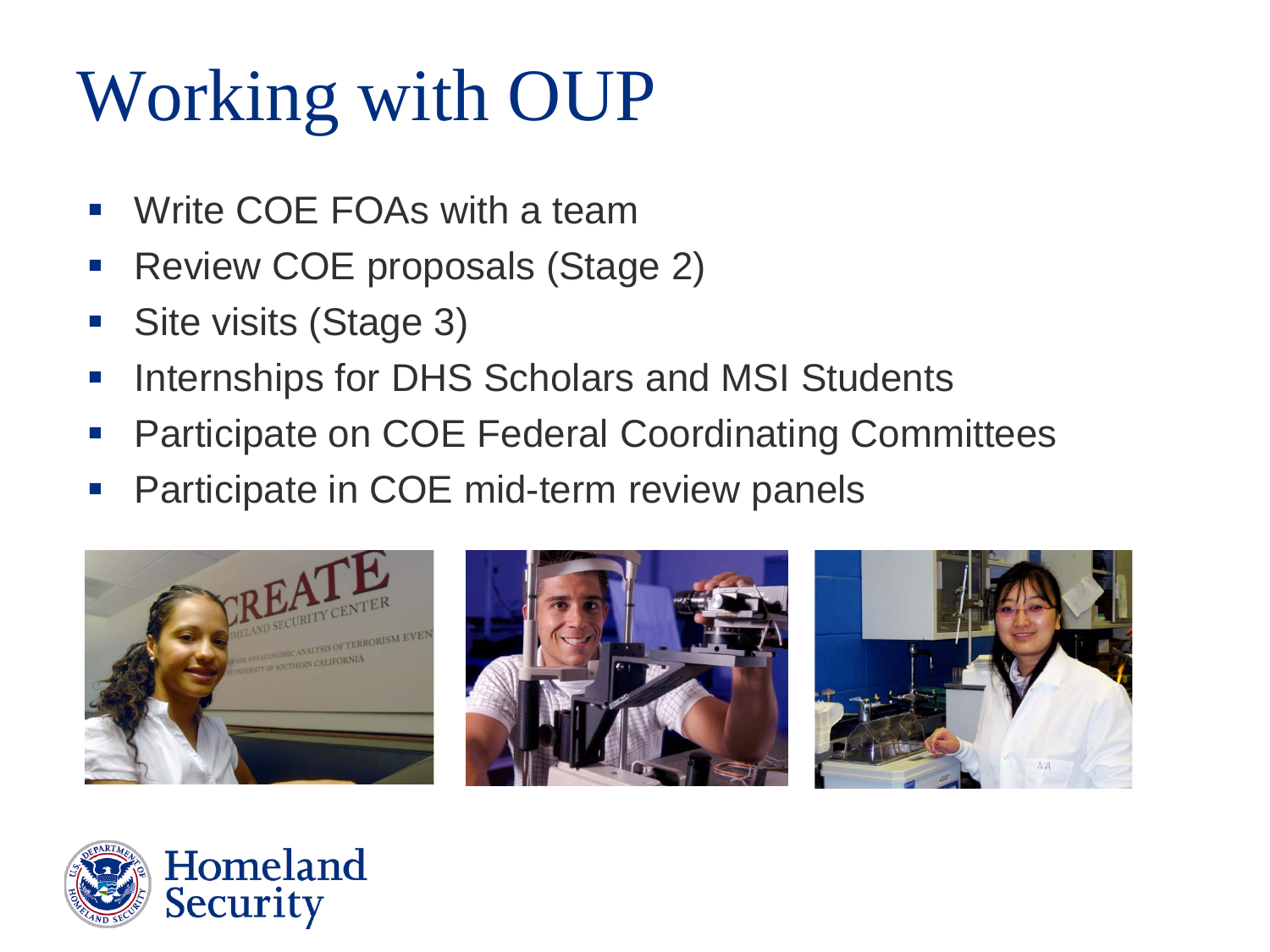# Working with OUP

- Write COE FOAs with a team
- Review COE proposals (Stage 2)
- Site visits (Stage 3)
- Internships for DHS Scholars and MSI Students
- Participate on COE Federal Coordinating Committees
- Participate in COE mid-term review panels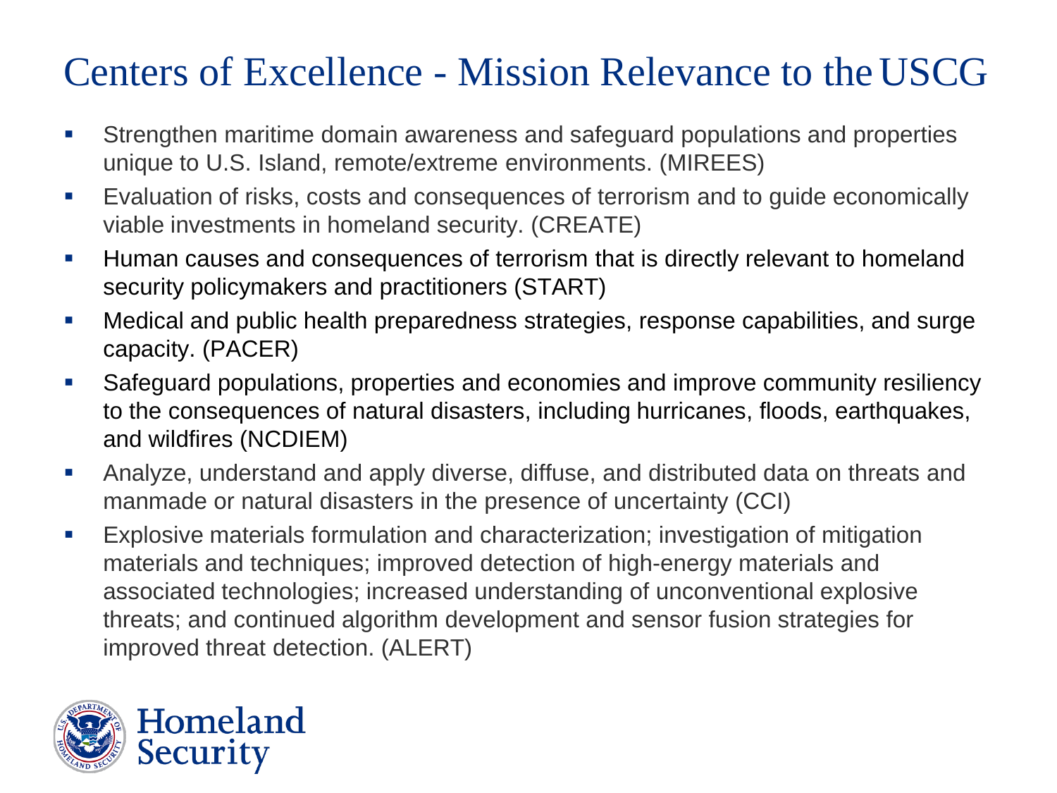# Centers of Excellence - Mission Relevance to the USCG

- Strengthen maritime domain awareness and safeguard populations and properties unique to U.S. Island, remote/extreme environments. (MIREES)
- Evaluation of risks, costs and consequences of terrorism and to guide economically viable investments in homeland security. (CREATE)
- Human causes and consequences of terrorism that is directly relevant to homeland security policymakers and practitioners (START)
- Medical and public health preparedness strategies, response capabilities, and surge capacity. (PACER)
- Safeguard populations, properties and economies and improve community resiliency to the consequences of natural disasters, including hurricanes, floods, earthquakes, and wildfires (NCDIEM)
- Analyze, understand and apply diverse, diffuse, and distributed data on threats and manmade or natural disasters in the presence of uncertainty (CCI)
- Explosive materials formulation and characterization; investigation of mitigation materials and techniques; improved detection of high-energy materials and associated technologies; increased understanding of unconventional explosive threats; and continued algorithm development and sensor fusion strategies for improved threat detection. (ALERT)

Homeland Security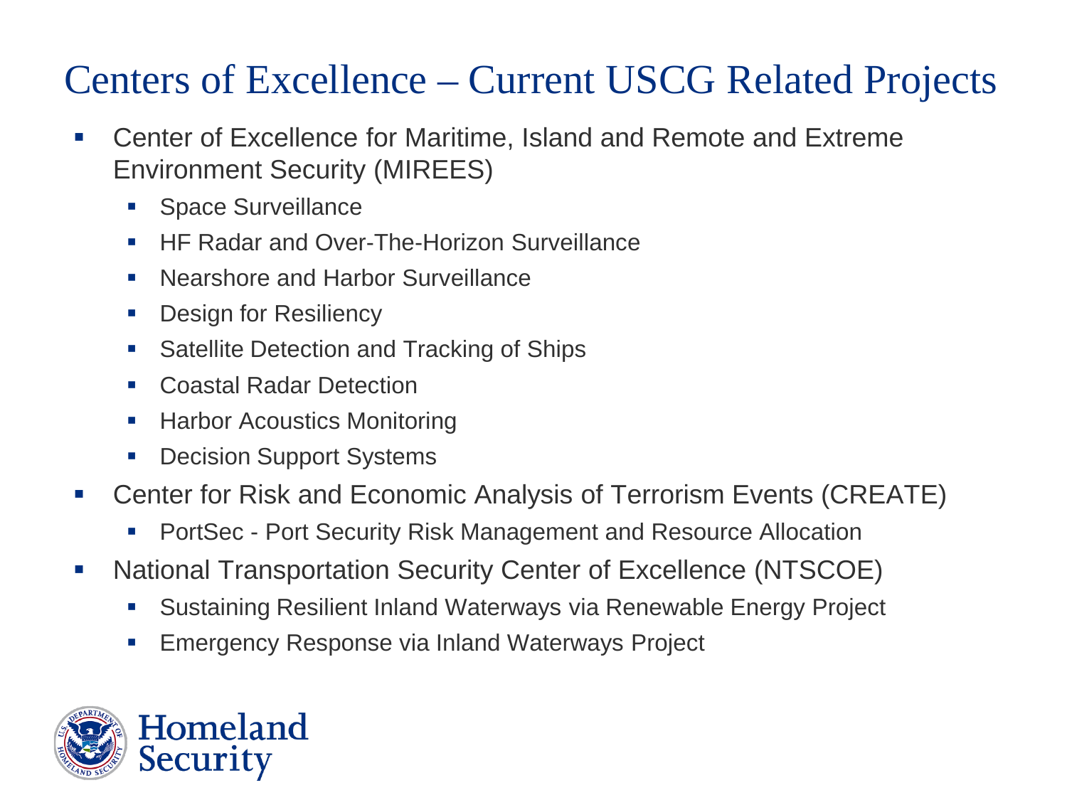# Centers of Excellence – Current USCG Related Projects

- Center of Excellence for Maritime, Island and Remote and Extreme Environment Security (MIREES)
  - Space Surveillance
  - HF Radar and Over-The-Horizon Surveillance
  - Nearshore and Harbor Surveillance
  - Design for Resiliency
  - Satellite Detection and Tracking of Ships
  - Coastal Radar Detection
  - Harbor Acoustics Monitoring
  - Decision Support Systems
- Center for Risk and Economic Analysis of Terrorism Events (CREATE)
  - PortSec - Port Security Risk Management and Resource Allocation
- National Transportation Security Center of Excellence (NTSCOE)
  - Sustaining Resilient Inland Waterways via Renewable Energy Project
  - Emergency Response via Inland Waterways Project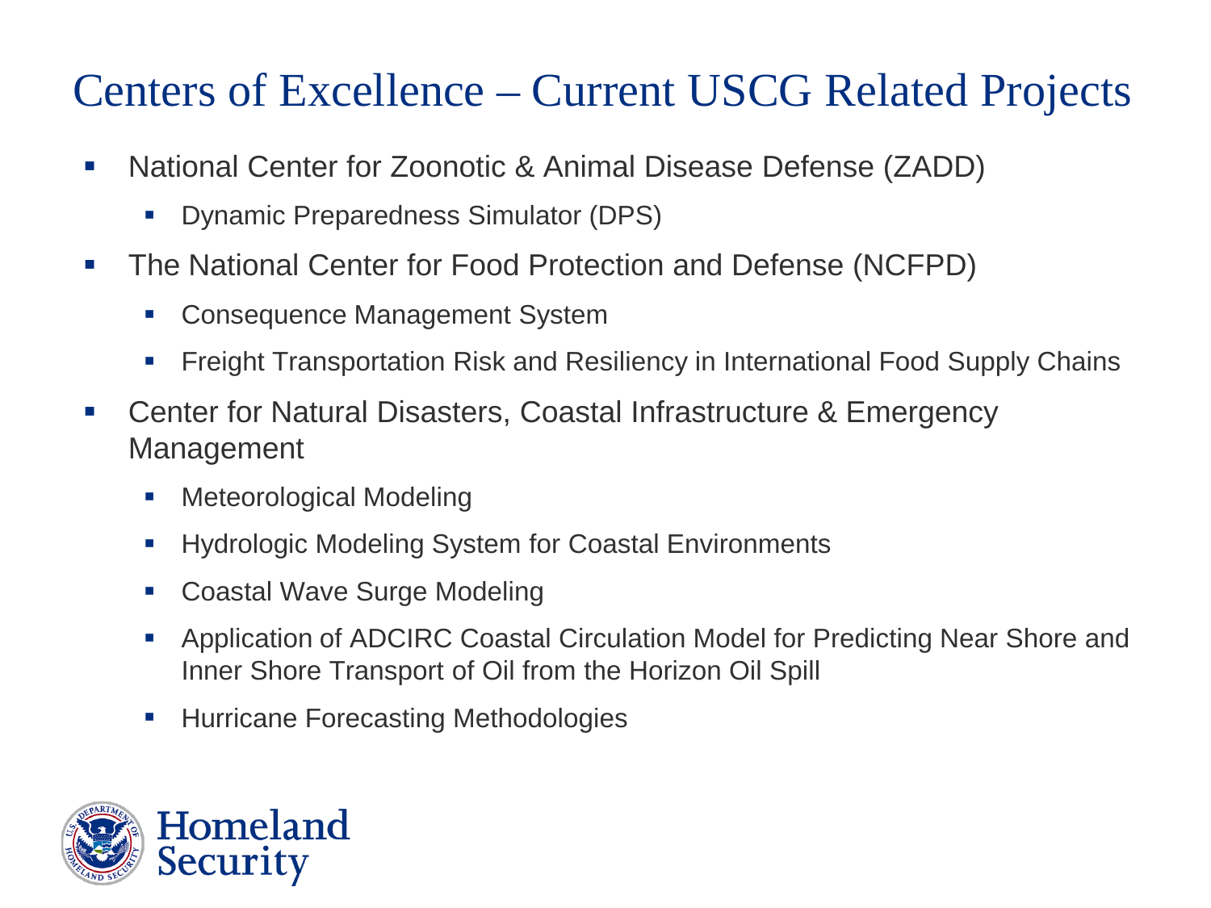# Centers of Excellence – Current USCG Related Projects

- National Center for Zoonotic & Animal Disease Defense (ZADD)
  - Dynamic Preparedness Simulator (DPS)
- The National Center for Food Protection and Defense (NCFPD)
  - Consequence Management System
  - Freight Transportation Risk and Resiliency in International Food Supply Chains
- Center for Natural Disasters, Coastal Infrastructure & Emergency Management
  - Meteorological Modeling
  - Hydrologic Modeling System for Coastal Environments
  - Coastal Wave Surge Modeling
  - Application of ADCIRC Coastal Circulation Model for Predicting Near Shore and Inner Shore Transport of Oil from the Horizon Oil Spill
  - Hurricane Forecasting Methodologies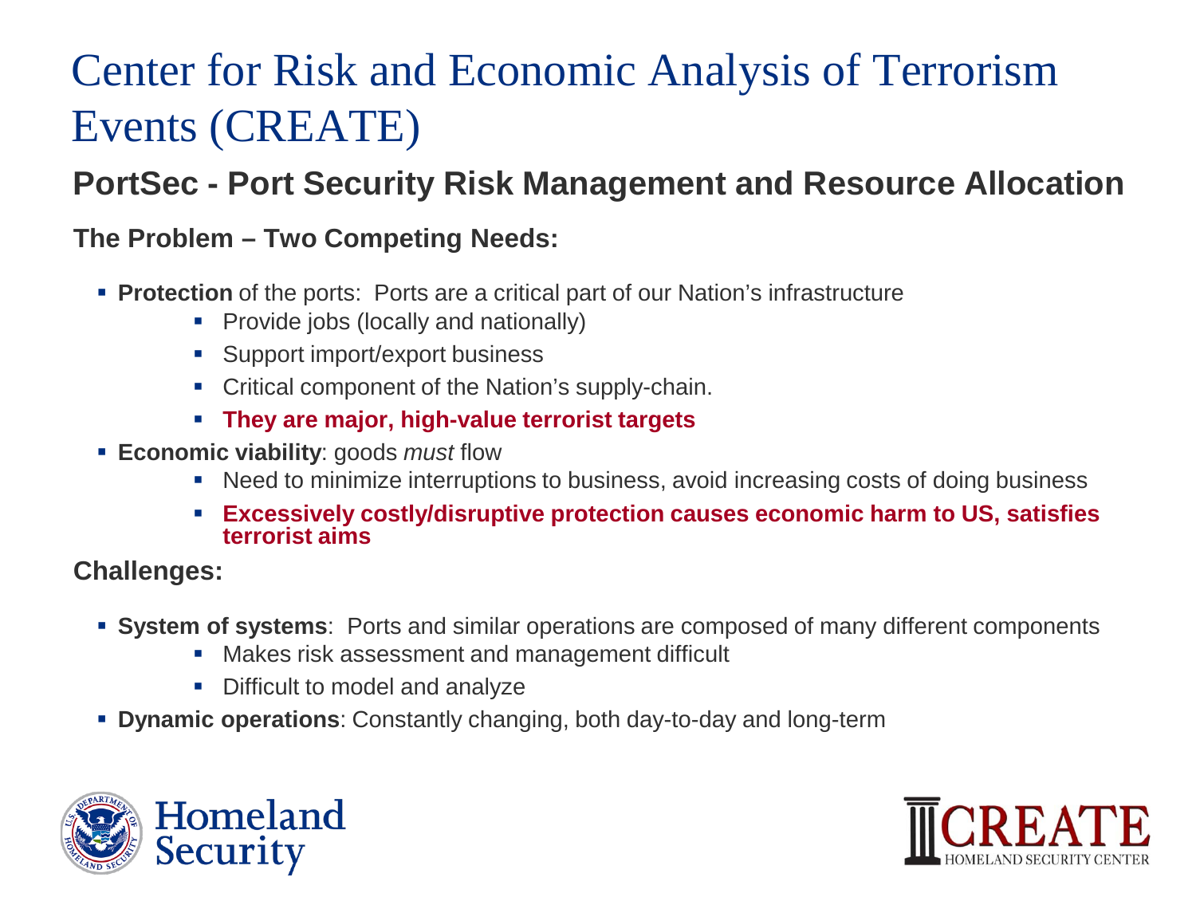# Center for Risk and Economic Analysis of Terrorism Events (CREATE)

## PortSec - Port Security Risk Management and Resource Allocation

### The Problem – Two Competing Needs:

- **Protection** of the ports: Ports are a critical part of our Nation's infrastructure
  - Provide jobs (locally and nationally)
  - Support import/export business
  - Critical component of the Nation's supply-chain.
  - **They are major, high-value terrorist targets**
- **Economic viability**: goods *must* flow
  - Need to minimize interruptions to business, avoid increasing costs of doing business
  - **Excessively costly/disruptive protection causes economic harm to US, satisfies terrorist aims**

### Challenges:

- **System of systems**: Ports and similar operations are composed of many different components
  - Makes risk assessment and management difficult
  - Difficult to model and analyze
- **Dynamic operations**: Constantly changing, both day-to-day and long-term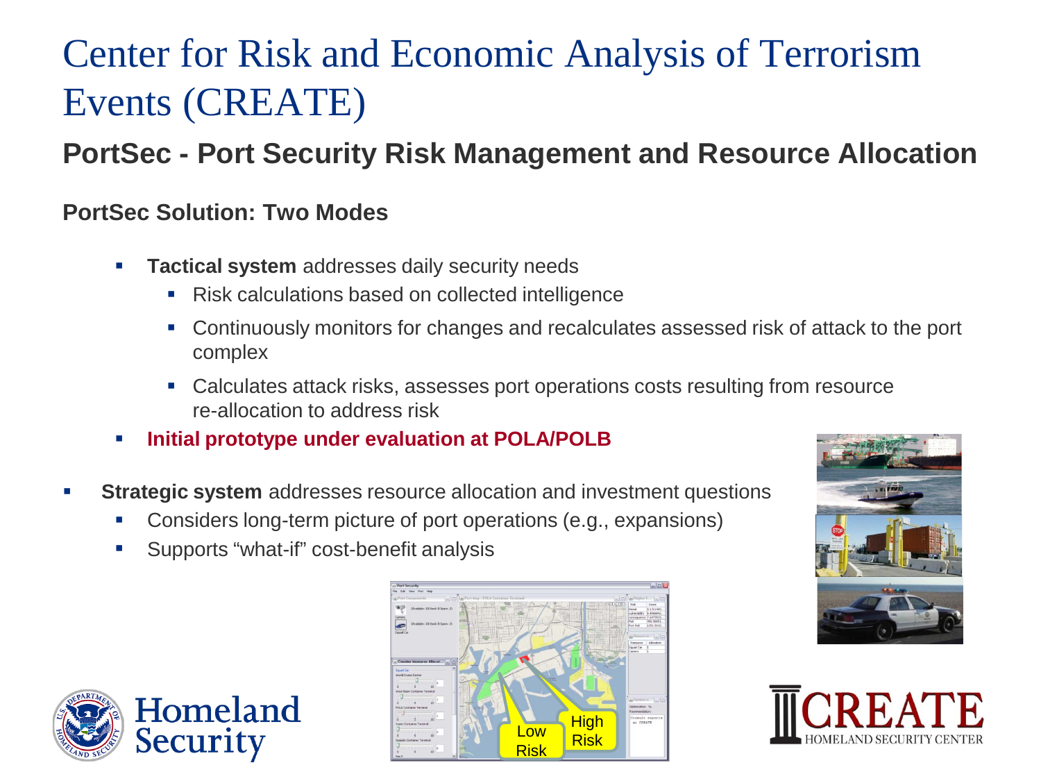# Center for Risk and Economic Analysis of Terrorism Events (CREATE)

## PortSec - Port Security Risk Management and Resource Allocation

### PortSec Solution: Two Modes

- **Tactical system** addresses daily security needs
  - Risk calculations based on collected intelligence
  - Continuously monitors for changes and recalculates assessed risk of attack to the port complex
  - Calculates attack risks, assesses port operations costs resulting from resource re-allocation to address risk
  - **Initial prototype under evaluation at POLA/POLB**
- **Strategic system** addresses resource allocation and investment questions
  - Considers long-term picture of port operations (e.g., expansions)
  - Supports "what-if" cost-benefit analysis

Low Risk

High Risk

Homeland Security

CREATE HOMELAND SECURITY CENTER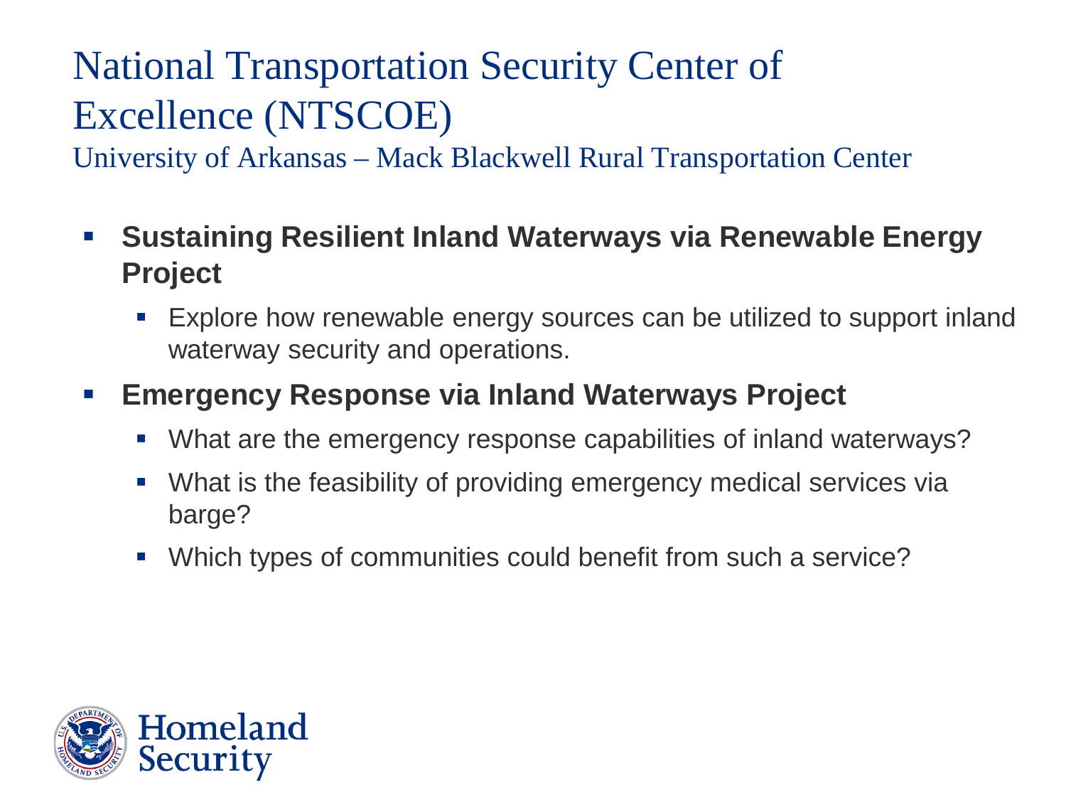# National Transportation Security Center of Excellence (NTSCOE)

## University of Arkansas – Mack Blackwell Rural Transportation Center

- **Sustaining Resilient Inland Waterways via Renewable Energy Project**
  - Explore how renewable energy sources can be utilized to support inland waterway security and operations.
- **Emergency Response via Inland Waterways Project**
  - What are the emergency response capabilities of inland waterways?
  - What is the feasibility of providing emergency medical services via barge?
  - Which types of communities could benefit from such a service?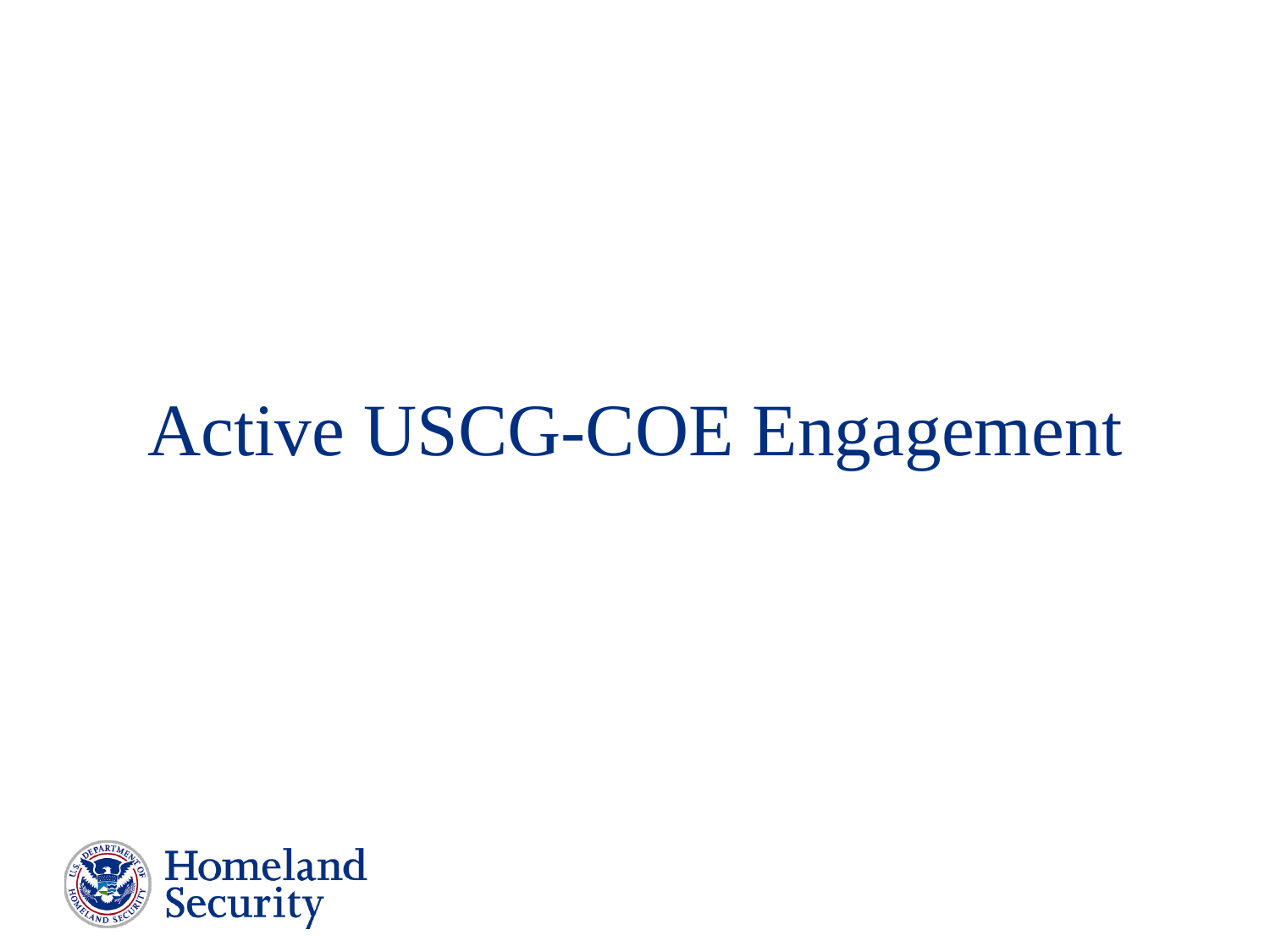# Active USCG-COE Engagement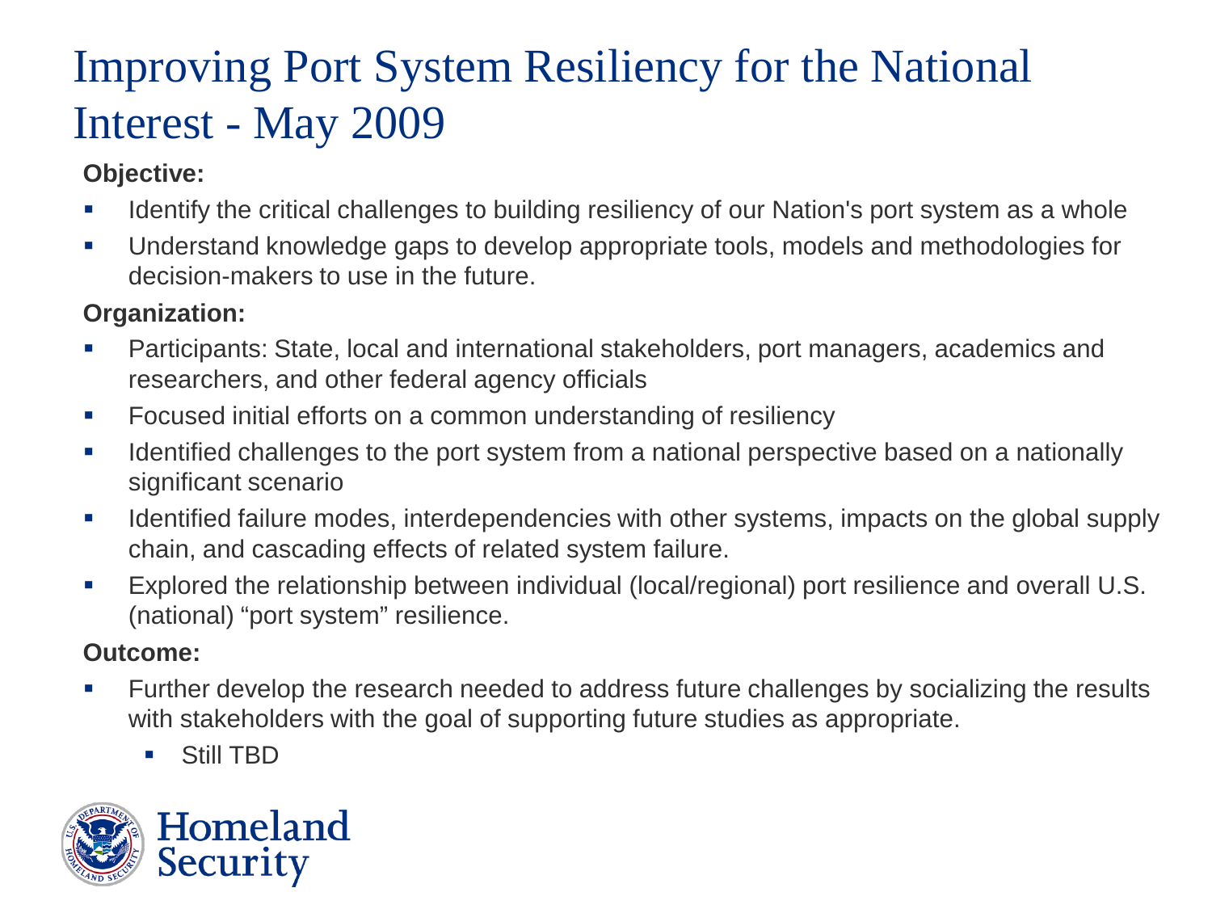# Improving Port System Resiliency for the National Interest - May 2009

**Objective:**

- Identify the critical challenges to building resiliency of our Nation's port system as a whole
- Understand knowledge gaps to develop appropriate tools, models and methodologies for decision-makers to use in the future.

**Organization:**

- Participants: State, local and international stakeholders, port managers, academics and researchers, and other federal agency officials
- Focused initial efforts on a common understanding of resiliency
- Identified challenges to the port system from a national perspective based on a nationally significant scenario
- Identified failure modes, interdependencies with other systems, impacts on the global supply chain, and cascading effects of related system failure.
- Explored the relationship between individual (local/regional) port resilience and overall U.S. (national) "port system" resilience.

**Outcome:**

- Further develop the research needed to address future challenges by socializing the results with stakeholders with the goal of supporting future studies as appropriate.
  - Still TBD

Homeland Security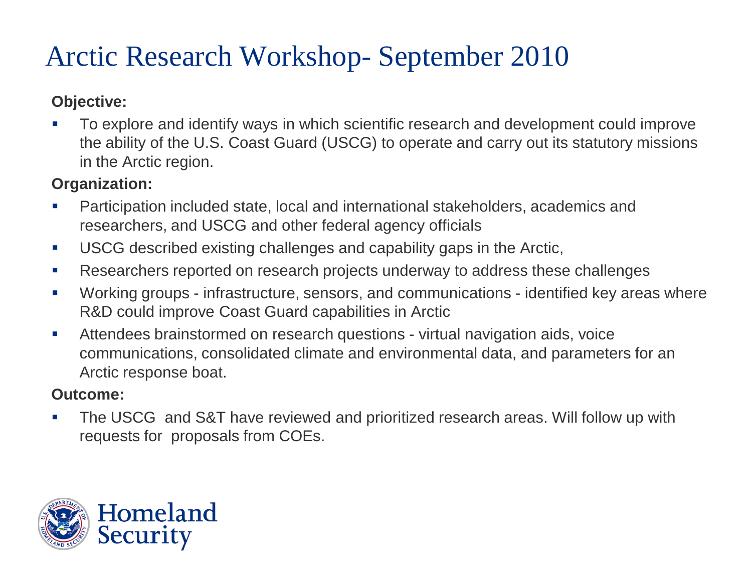# Arctic Research Workshop- September 2010

**Objective:**

- To explore and identify ways in which scientific research and development could improve the ability of the U.S. Coast Guard (USCG) to operate and carry out its statutory missions in the Arctic region.

**Organization:**

- Participation included state, local and international stakeholders, academics and researchers, and USCG and other federal agency officials
- USCG described existing challenges and capability gaps in the Arctic,
- Researchers reported on research projects underway to address these challenges
- Working groups - infrastructure, sensors, and communications - identified key areas where R&D could improve Coast Guard capabilities in Arctic
- Attendees brainstormed on research questions - virtual navigation aids, voice communications, consolidated climate and environmental data, and parameters for an Arctic response boat.

**Outcome:**

- The USCG and S&T have reviewed and prioritized research areas. Will follow up with requests for proposals from COEs.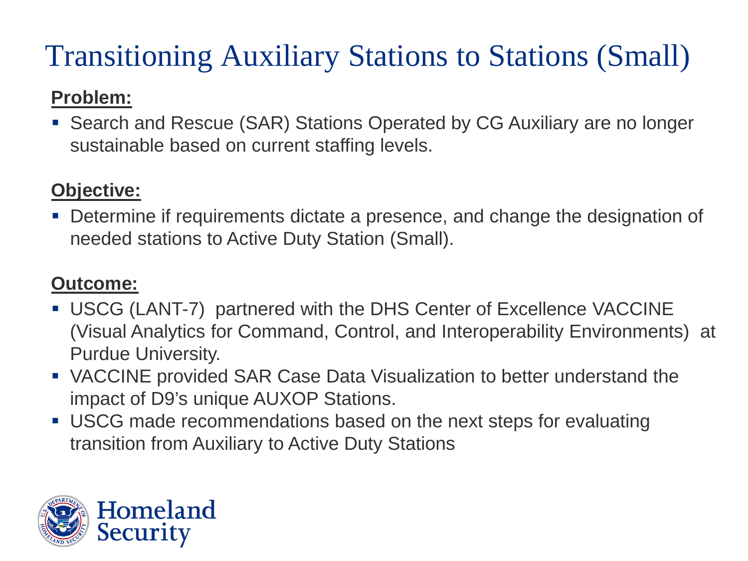# Transitioning Auxiliary Stations to Stations (Small)

**Problem:**

- Search and Rescue (SAR) Stations Operated by CG Auxiliary are no longer sustainable based on current staffing levels.

**Objective:**

- Determine if requirements dictate a presence, and change the designation of needed stations to Active Duty Station (Small).

**Outcome:**

- USCG (LANT-7) partnered with the DHS Center of Excellence VACCINE (Visual Analytics for Command, Control, and Interoperability Environments) at Purdue University.
- VACCINE provided SAR Case Data Visualization to better understand the impact of D9's unique AUXOP Stations.
- USCG made recommendations based on the next steps for evaluating transition from Auxiliary to Active Duty Stations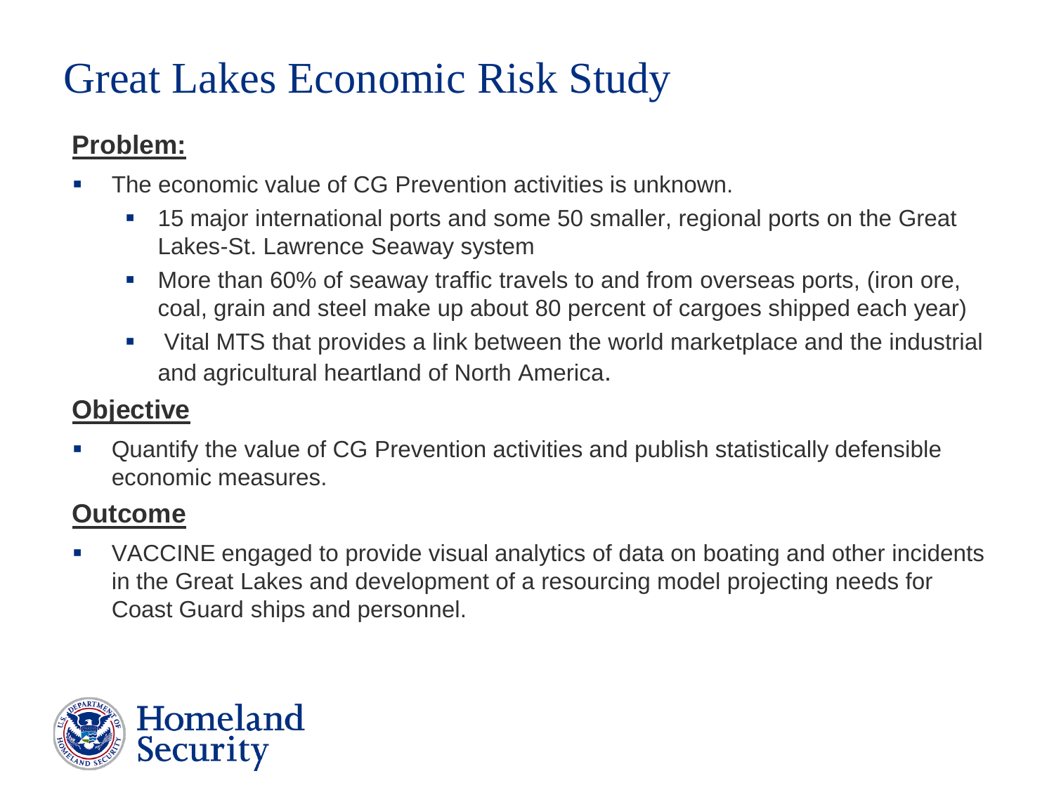# Great Lakes Economic Risk Study

**Problem:**

- The economic value of CG Prevention activities is unknown.
  - 15 major international ports and some 50 smaller, regional ports on the Great Lakes-St. Lawrence Seaway system
  - More than 60% of seaway traffic travels to and from overseas ports, (iron ore, coal, grain and steel make up about 80 percent of cargoes shipped each year)
  - Vital MTS that provides a link between the world marketplace and the industrial and agricultural heartland of North America.

**Objective**

- Quantify the value of CG Prevention activities and publish statistically defensible economic measures.

**Outcome**

- VACCINE engaged to provide visual analytics of data on boating and other incidents in the Great Lakes and development of a resourcing model projecting needs for Coast Guard ships and personnel.

Homeland Security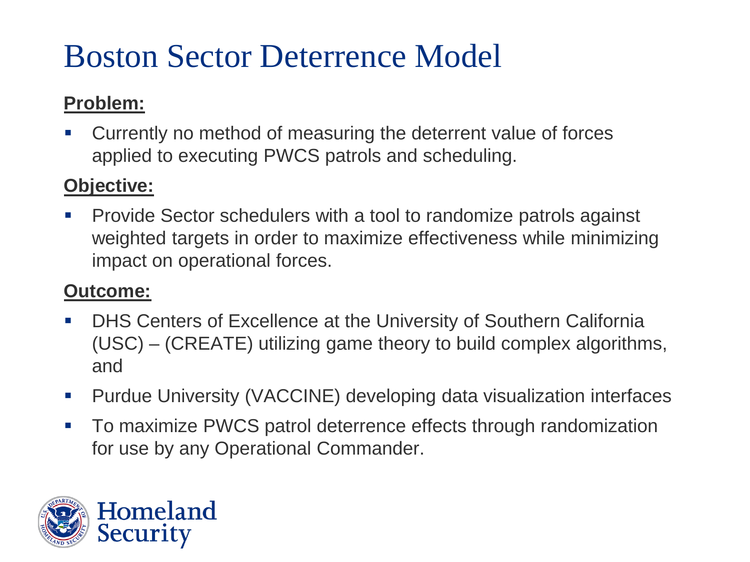# Boston Sector Deterrence Model

**Problem:**

- Currently no method of measuring the deterrent value of forces applied to executing PWCS patrols and scheduling.

**Objective:**

- Provide Sector schedulers with a tool to randomize patrols against weighted targets in order to maximize effectiveness while minimizing impact on operational forces.

**Outcome:**

- DHS Centers of Excellence at the University of Southern California (USC) – (CREATE) utilizing game theory to build complex algorithms, and
- Purdue University (VACCINE) developing data visualization interfaces
- To maximize PWCS patrol deterrence effects through randomization for use by any Operational Commander.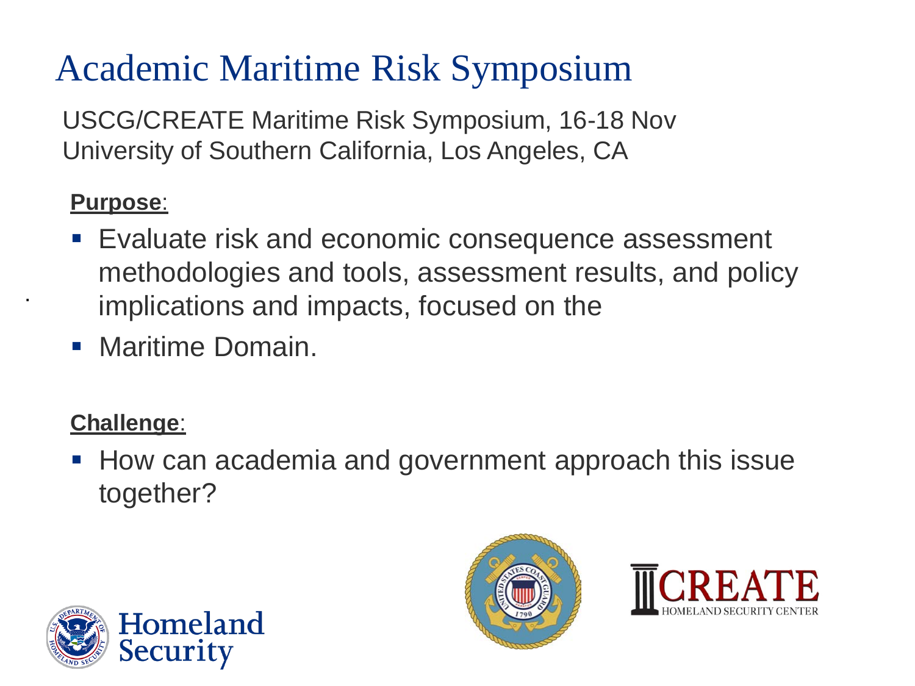# Academic Maritime Risk Symposium

USCG/CREATE Maritime Risk Symposium, 16-18 Nov
University of Southern California, Los Angeles, CA

**Purpose**:

- Evaluate risk and economic consequence assessment methodologies and tools, assessment results, and policy implications and impacts, focused on the
- Maritime Domain.

**Challenge**:

- How can academia and government approach this issue together?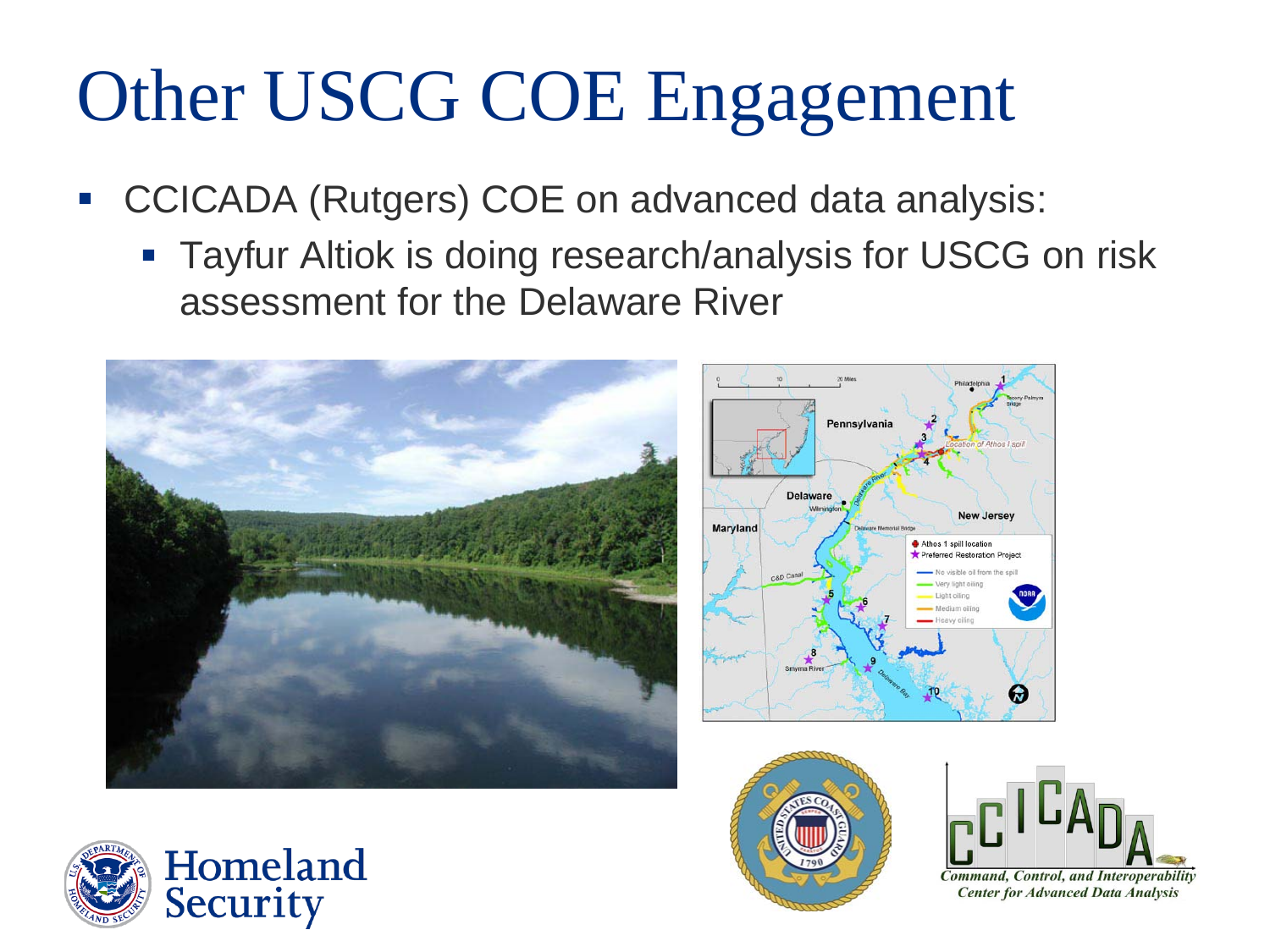# Other USCG COE Engagement

- CCICADA (Rutgers) COE on advanced data analysis:
  - Tayfur Altiok is doing research/analysis for USCG on risk assessment for the Delaware River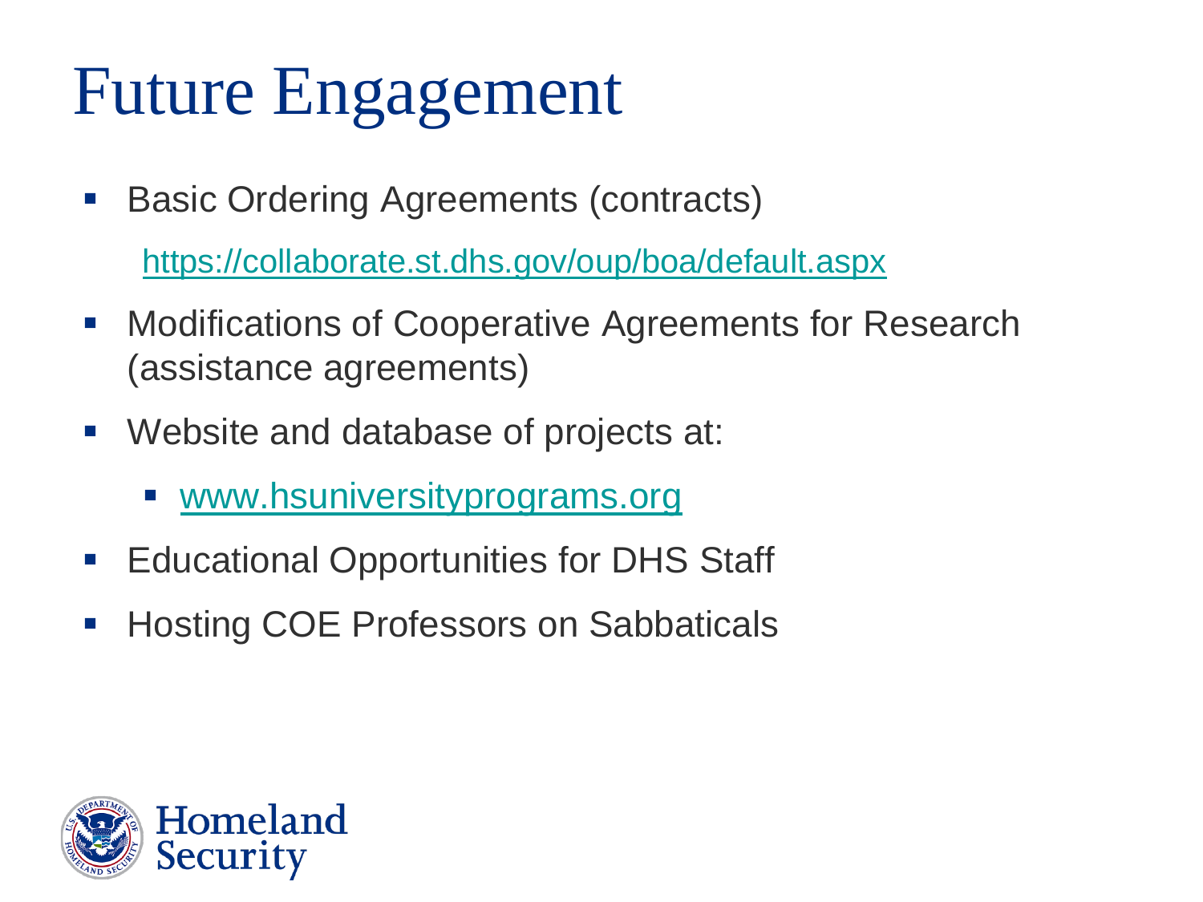# Future Engagement

- Basic Ordering Agreements (contracts)

  https://collaborate.st.dhs.gov/oup/boa/default.aspx

- Modifications of Cooperative Agreements for Research (assistance agreements)
- Website and database of projects at:
  - www.hsuniversityprograms.org
- Educational Opportunities for DHS Staff
- Hosting COE Professors on Sabbaticals

Homeland Security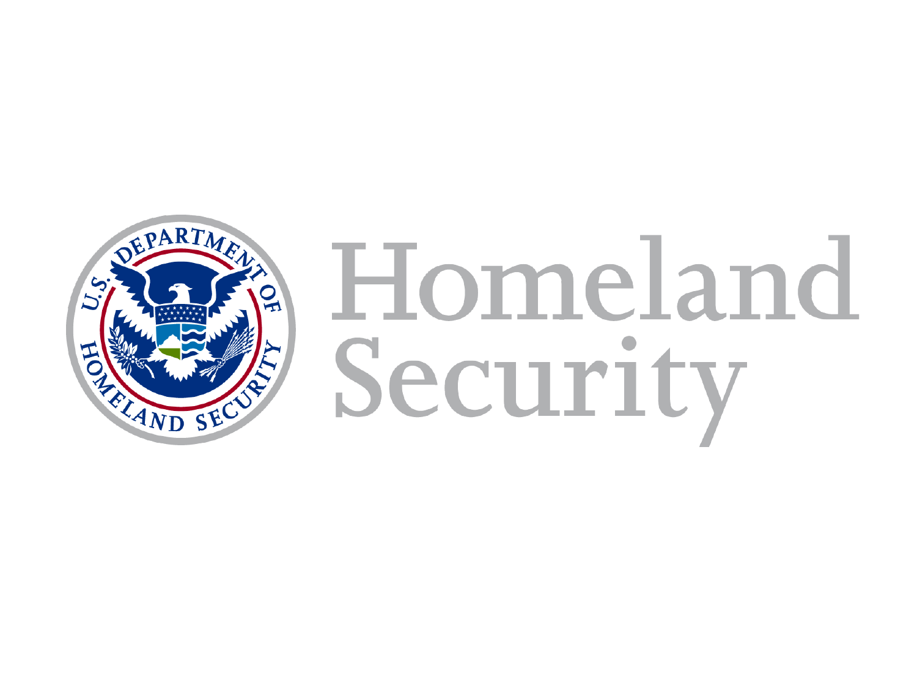Homeland Security